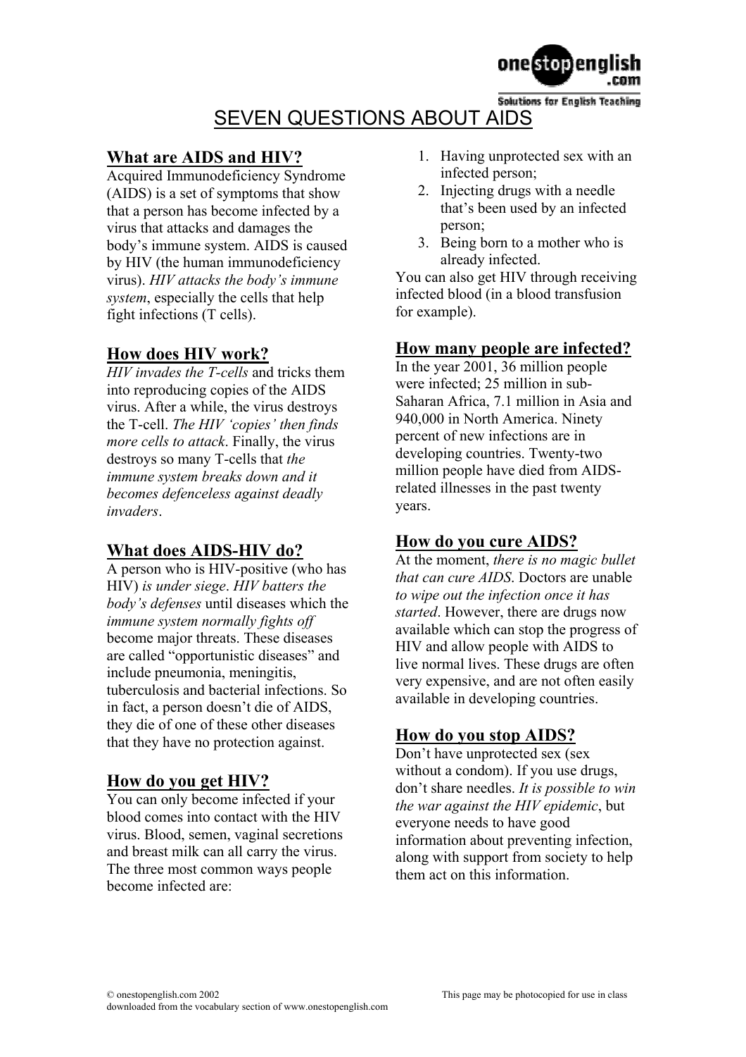# SEVEN QUESTIONS ABOUT AIDS

## What are AIDS and HIV?

Acquired Immunodeficiency Syndrome (AIDS) is a set of symptoms that show that a person has become infected by a virus that attacks and damages the body's immune system. AIDS is caused by HIV (the human immunodeficiency virus). *HIV attacks the body's immune system*, especially the cells that help fight infections (T cells).

## How does HIV work?

*HIV invades the T-cells* and tricks them into reproducing copies of the AIDS virus. After a while, the virus destroys the T-cell. *The HIV 'copies' then finds more cells to attack*. Finally, the virus destroys so many T-cells that *the immune system breaks down and it becomes defenceless against deadly invaders*.

## What does AIDS-HIV do?

A person who is HIV-positive (who has HIV) *is under siege*. *HIV batters the body's defenses* until diseases which the *immune system normally fights off* become major threats. These diseases are called "opportunistic diseases" and include pneumonia, meningitis, tuberculosis and bacterial infections. So in fact, a person doesn't die of AIDS, they die of one of these other diseases that they have no protection against.

## How do you get HIV?

You can only become infected if your blood comes into contact with the HIV virus. Blood, semen, vaginal secretions and breast milk can all carry the virus. The three most common ways people become infected are:

1. Having unprotected sex with an infected person;
2. Injecting drugs with a needle that's been used by an infected person;
3. Being born to a mother who is already infected.

You can also get HIV through receiving infected blood (in a blood transfusion for example).

## How many people are infected?

In the year 2001, 36 million people were infected; 25 million in sub-Saharan Africa, 7.1 million in Asia and 940,000 in North America. Ninety percent of new infections are in developing countries. Twenty-two million people have died from AIDS-related illnesses in the past twenty years.

## How do you cure AIDS?

At the moment, *there is no magic bullet that can cure AIDS*. Doctors are unable *to wipe out the infection once it has started*. However, there are drugs now available which can stop the progress of HIV and allow people with AIDS to live normal lives. These drugs are often very expensive, and are not often easily available in developing countries.

## How do you stop AIDS?

Don't have unprotected sex (sex without a condom). If you use drugs, don't share needles. *It is possible to win the war against the HIV epidemic*, but everyone needs to have good information about preventing infection, along with support from society to help them act on this information.

© onestopenglish.com 2002 This page may be photocopied for use in class
downloaded from the vocabulary section of www.onestopenglish.com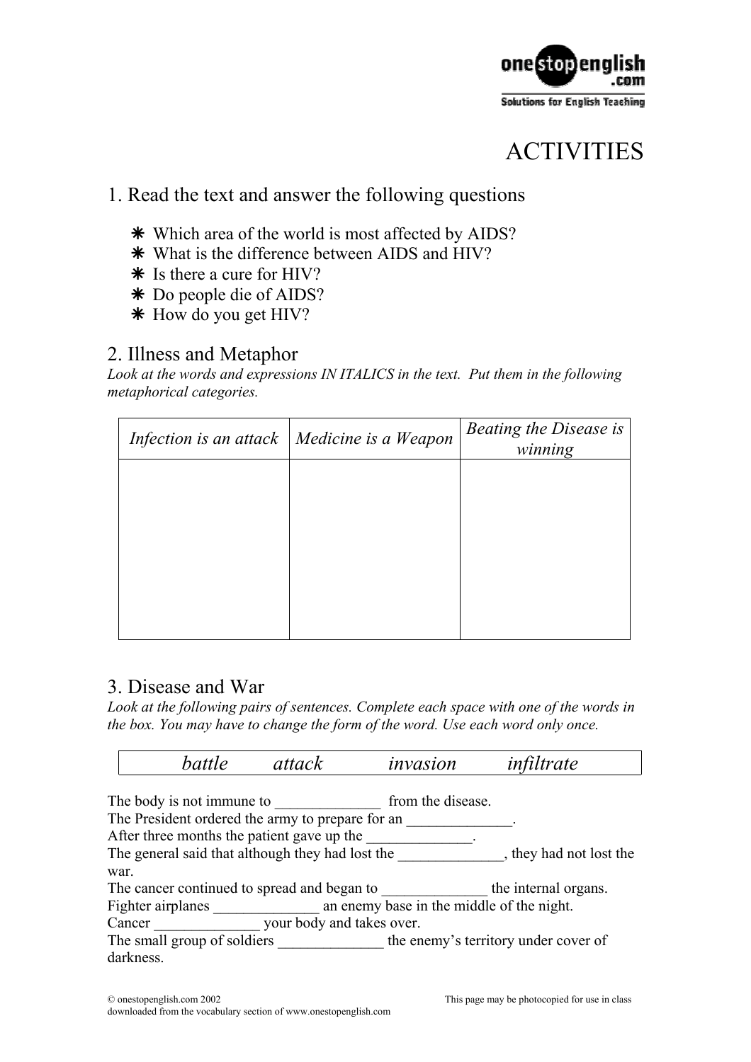# ACTIVITIES

## 1. Read the text and answer the following questions

- Which area of the world is most affected by AIDS?
- What is the difference between AIDS and HIV?
- Is there a cure for HIV?
- Do people die of AIDS?
- How do you get HIV?

## 2. Illness and Metaphor

*Look at the words and expressions IN ITALICS in the text. Put them in the following metaphorical categories.*

| *Infection is an attack* | *Medicine is a Weapon* | *Beating the Disease is winning* |
| --- | --- | --- |
| | | |

## 3. Disease and War

*Look at the following pairs of sentences. Complete each space with one of the words in the box. You may have to change the form of the word. Use each word only once.*

| *battle* | *attack* | *invasion* | *infiltrate* |
| --- | --- | --- | --- |

The body is not immune to ______________ from the disease.
The President ordered the army to prepare for an ______________.
After three months the patient gave up the ______________.
The general said that although they had lost the ______________, they had not lost the war.
The cancer continued to spread and began to ______________ the internal organs.
Fighter airplanes ______________ an enemy base in the middle of the night.
Cancer ______________ your body and takes over.
The small group of soldiers ______________ the enemy's territory under cover of darkness.

© onestopenglish.com 2002
This page may be photocopied for use in class
downloaded from the vocabulary section of www.onestopenglish.com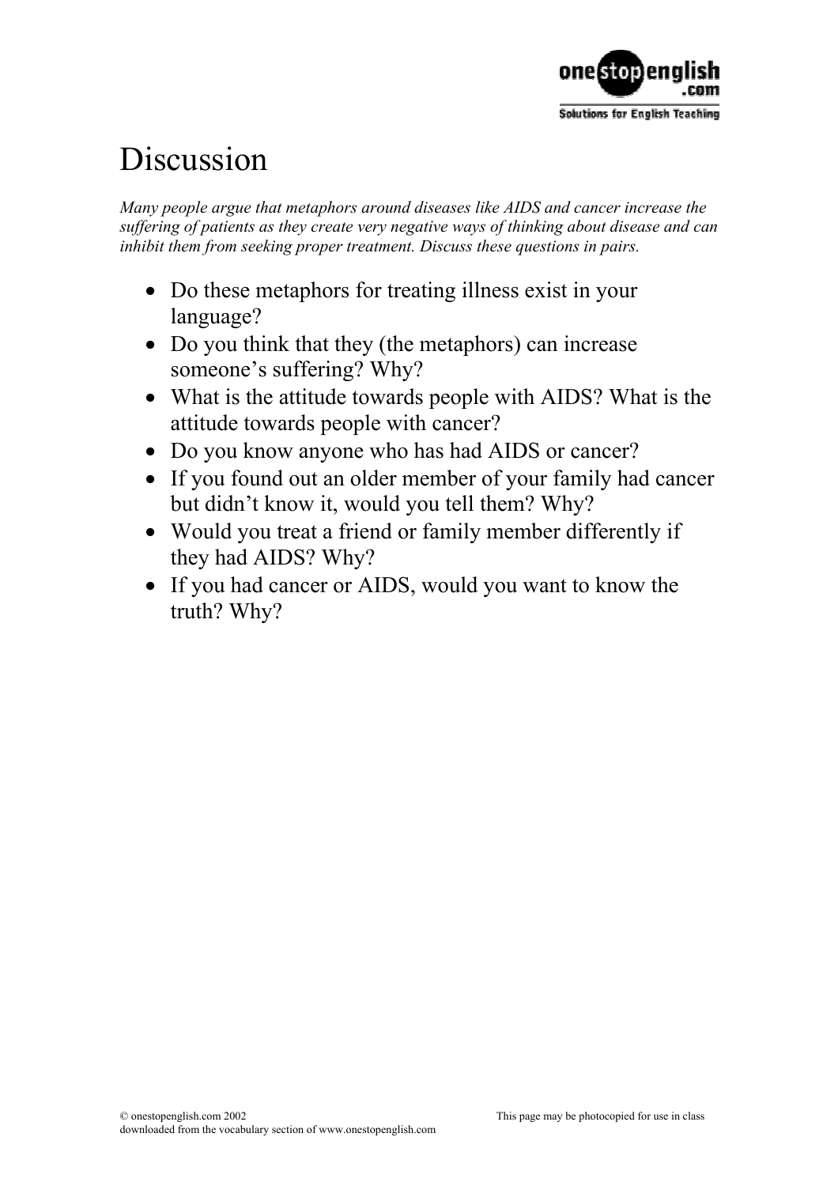# Discussion

*Many people argue that metaphors around diseases like AIDS and cancer increase the suffering of patients as they create very negative ways of thinking about disease and can inhibit them from seeking proper treatment. Discuss these questions in pairs.*

- Do these metaphors for treating illness exist in your language?
- Do you think that they (the metaphors) can increase someone's suffering? Why?
- What is the attitude towards people with AIDS? What is the attitude towards people with cancer?
- Do you know anyone who has had AIDS or cancer?
- If you found out an older member of your family had cancer but didn't know it, would you tell them? Why?
- Would you treat a friend or family member differently if they had AIDS? Why?
- If you had cancer or AIDS, would you want to know the truth? Why?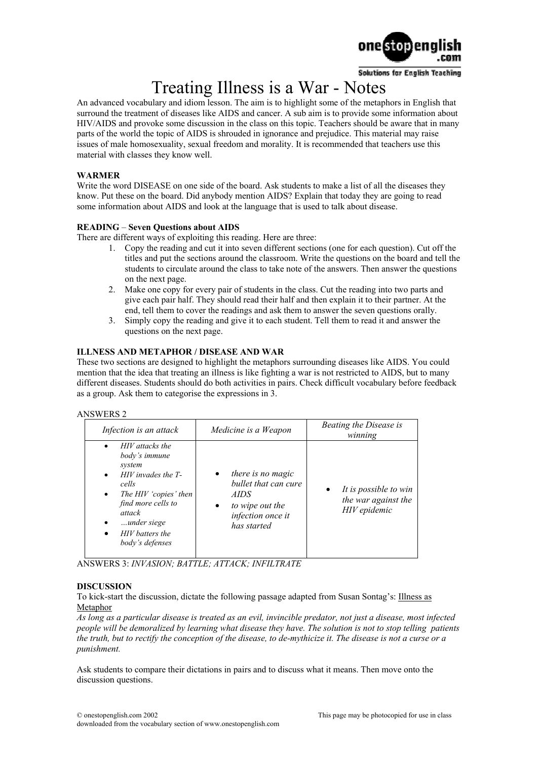# Treating Illness is a War - Notes

An advanced vocabulary and idiom lesson. The aim is to highlight some of the metaphors in English that surround the treatment of diseases like AIDS and cancer. A sub aim is to provide some information about HIV/AIDS and provoke some discussion in the class on this topic. Teachers should be aware that in many parts of the world the topic of AIDS is shrouded in ignorance and prejudice. This material may raise issues of male homosexuality, sexual freedom and morality. It is recommended that teachers use this material with classes they know well.

**WARMER**

Write the word DISEASE on one side of the board. Ask students to make a list of all the diseases they know. Put these on the board. Did anybody mention AIDS? Explain that today they are going to read some information about AIDS and look at the language that is used to talk about disease.

**READING** – **Seven Questions about AIDS**

There are different ways of exploiting this reading. Here are three:

1. Copy the reading and cut it into seven different sections (one for each question). Cut off the titles and put the sections around the classroom. Write the questions on the board and tell the students to circulate around the class to take note of the answers. Then answer the questions on the next page.
2. Make one copy for every pair of students in the class. Cut the reading into two parts and give each pair half. They should read their half and then explain it to their partner. At the end, tell them to cover the readings and ask them to answer the seven questions orally.
3. Simply copy the reading and give it to each student. Tell them to read it and answer the questions on the next page.

**ILLNESS AND METAPHOR / DISEASE AND WAR**

These two sections are designed to highlight the metaphors surrounding diseases like AIDS. You could mention that the idea that treating an illness is like fighting a war is not restricted to AIDS, but to many different diseases. Students should do both activities in pairs. Check difficult vocabulary before feedback as a group. Ask them to categorise the expressions in 3.

ANSWERS 2

| *Infection is an attack* | *Medicine is a Weapon* | *Beating the Disease is winning* |
|---|---|---|
| • *HIV attacks the body's immune system*<br>• *HIV invades the T-cells*<br>• *The HIV 'copies' then find more cells to attack*<br>• *…under siege*<br>• *HIV batters the body's defenses* | • *there is no magic bullet that can cure AIDS*<br>• *to wipe out the infection once it has started* | • *It is possible to win the war against the HIV epidemic* |

ANSWERS 3: *INVASION; BATTLE; ATTACK; INFILTRATE*

**DISCUSSION**

To kick-start the discussion, dictate the following passage adapted from Susan Sontag's: Illness as Metaphor

*As long as a particular disease is treated as an evil, invincible predator, not just a disease, most infected people will be demoralized by learning what disease they have. The solution is not to stop telling patients the truth, but to rectify the conception of the disease, to de-mythicize it. The disease is not a curse or a punishment.*

Ask students to compare their dictations in pairs and to discuss what it means. Then move onto the discussion questions.